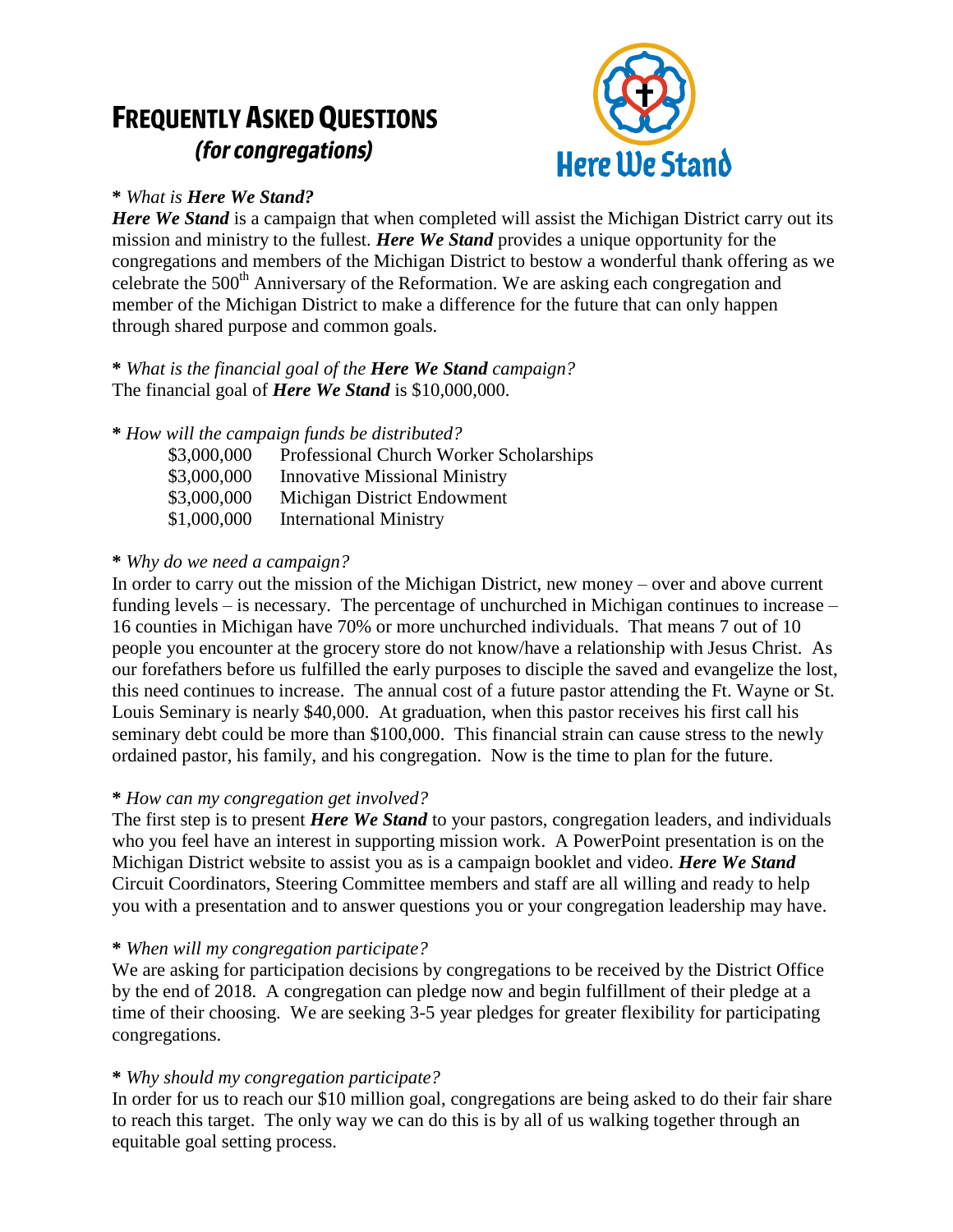# FREQUENTLY ASKED QUESTIONS
## *(for congregations)*

**Here We Stand**

**\*** *What is **Here We Stand?***

***Here We Stand*** is a campaign that when completed will assist the Michigan District carry out its mission and ministry to the fullest. ***Here We Stand*** provides a unique opportunity for the congregations and members of the Michigan District to bestow a wonderful thank offering as we celebrate the 500th Anniversary of the Reformation. We are asking each congregation and member of the Michigan District to make a difference for the future that can only happen through shared purpose and common goals.

**\*** *What is the financial goal of the **Here We Stand** campaign?*

The financial goal of ***Here We Stand*** is $10,000,000.

**\*** *How will the campaign funds be distributed?*

| | |
|---|---|
| $3,000,000 | Professional Church Worker Scholarships |
| $3,000,000 | Innovative Missional Ministry |
| $3,000,000 | Michigan District Endowment |
| $1,000,000 | International Ministry |

**\*** *Why do we need a campaign?*

In order to carry out the mission of the Michigan District, new money – over and above current funding levels – is necessary. The percentage of unchurched in Michigan continues to increase – 16 counties in Michigan have 70% or more unchurched individuals. That means 7 out of 10 people you encounter at the grocery store do not know/have a relationship with Jesus Christ. As our forefathers before us fulfilled the early purposes to disciple the saved and evangelize the lost, this need continues to increase. The annual cost of a future pastor attending the Ft. Wayne or St. Louis Seminary is nearly $40,000. At graduation, when this pastor receives his first call his seminary debt could be more than $100,000. This financial strain can cause stress to the newly ordained pastor, his family, and his congregation. Now is the time to plan for the future.

**\*** *How can my congregation get involved?*

The first step is to present ***Here We Stand*** to your pastors, congregation leaders, and individuals who you feel have an interest in supporting mission work. A PowerPoint presentation is on the Michigan District website to assist you as is a campaign booklet and video. ***Here We Stand*** Circuit Coordinators, Steering Committee members and staff are all willing and ready to help you with a presentation and to answer questions you or your congregation leadership may have.

**\*** *When will my congregation participate?*

We are asking for participation decisions by congregations to be received by the District Office by the end of 2018. A congregation can pledge now and begin fulfillment of their pledge at a time of their choosing. We are seeking 3-5 year pledges for greater flexibility for participating congregations.

**\*** *Why should my congregation participate?*

In order for us to reach our $10 million goal, congregations are being asked to do their fair share to reach this target. The only way we can do this is by all of us walking together through an equitable goal setting process.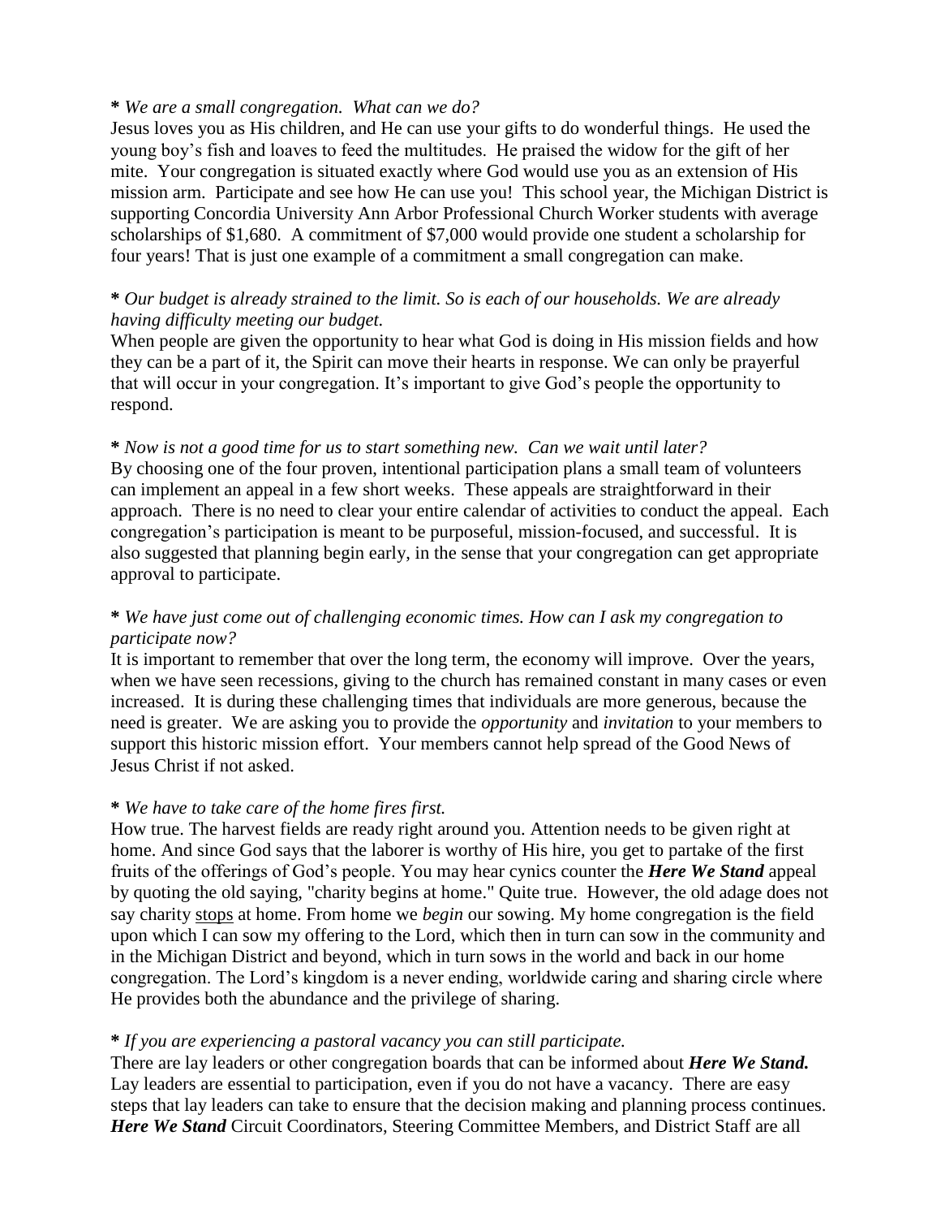**\*** *We are a small congregation. What can we do?*
Jesus loves you as His children, and He can use your gifts to do wonderful things. He used the young boy's fish and loaves to feed the multitudes. He praised the widow for the gift of her mite. Your congregation is situated exactly where God would use you as an extension of His mission arm. Participate and see how He can use you! This school year, the Michigan District is supporting Concordia University Ann Arbor Professional Church Worker students with average scholarships of $1,680. A commitment of $7,000 would provide one student a scholarship for four years! That is just one example of a commitment a small congregation can make.

**\*** *Our budget is already strained to the limit. So is each of our households. We are already having difficulty meeting our budget.*
When people are given the opportunity to hear what God is doing in His mission fields and how they can be a part of it, the Spirit can move their hearts in response. We can only be prayerful that will occur in your congregation. It's important to give God's people the opportunity to respond.

**\*** *Now is not a good time for us to start something new. Can we wait until later?*
By choosing one of the four proven, intentional participation plans a small team of volunteers can implement an appeal in a few short weeks. These appeals are straightforward in their approach. There is no need to clear your entire calendar of activities to conduct the appeal. Each congregation's participation is meant to be purposeful, mission-focused, and successful. It is also suggested that planning begin early, in the sense that your congregation can get appropriate approval to participate.

**\*** *We have just come out of challenging economic times. How can I ask my congregation to participate now?*
It is important to remember that over the long term, the economy will improve. Over the years, when we have seen recessions, giving to the church has remained constant in many cases or even increased. It is during these challenging times that individuals are more generous, because the need is greater. We are asking you to provide the *opportunity* and *invitation* to your members to support this historic mission effort. Your members cannot help spread of the Good News of Jesus Christ if not asked.

**\*** *We have to take care of the home fires first.*
How true. The harvest fields are ready right around you. Attention needs to be given right at home. And since God says that the laborer is worthy of His hire, you get to partake of the first fruits of the offerings of God's people. You may hear cynics counter the ***Here We Stand*** appeal by quoting the old saying, "charity begins at home." Quite true. However, the old adage does not say charity <u>stops</u> at home. From home we *begin* our sowing. My home congregation is the field upon which I can sow my offering to the Lord, which then in turn can sow in the community and in the Michigan District and beyond, which in turn sows in the world and back in our home congregation. The Lord's kingdom is a never ending, worldwide caring and sharing circle where He provides both the abundance and the privilege of sharing.

**\*** *If you are experiencing a pastoral vacancy you can still participate.*
There are lay leaders or other congregation boards that can be informed about ***Here We Stand.*** Lay leaders are essential to participation, even if you do not have a vacancy. There are easy steps that lay leaders can take to ensure that the decision making and planning process continues. ***Here We Stand*** Circuit Coordinators, Steering Committee Members, and District Staff are all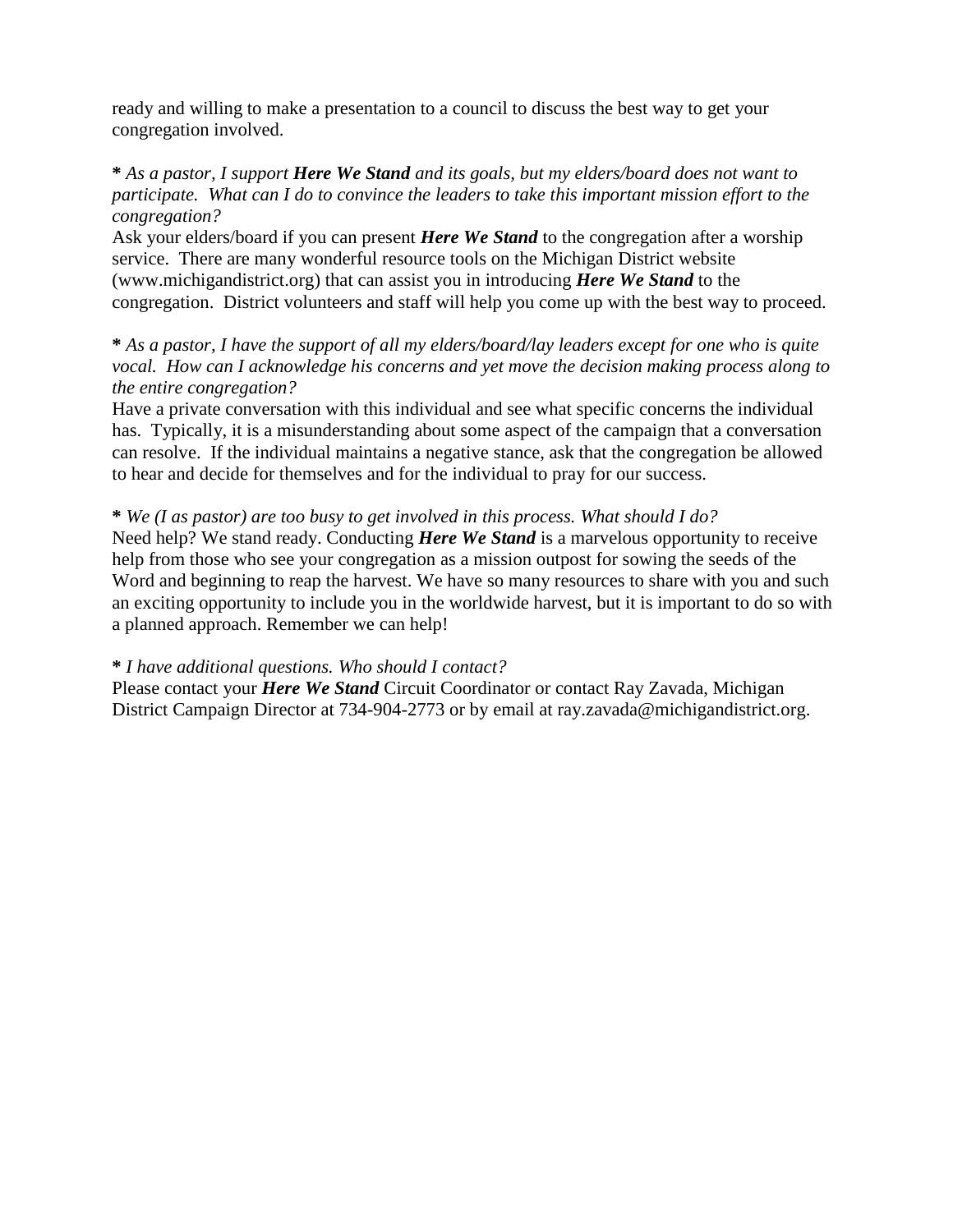ready and willing to make a presentation to a council to discuss the best way to get your congregation involved.

**\*** *As a pastor, I support **Here We Stand** and its goals, but my elders/board does not want to participate. What can I do to convince the leaders to take this important mission effort to the congregation?*
Ask your elders/board if you can present ***Here We Stand*** to the congregation after a worship service. There are many wonderful resource tools on the Michigan District website (www.michigandistrict.org) that can assist you in introducing ***Here We Stand*** to the congregation. District volunteers and staff will help you come up with the best way to proceed.

**\*** *As a pastor, I have the support of all my elders/board/lay leaders except for one who is quite vocal. How can I acknowledge his concerns and yet move the decision making process along to the entire congregation?*
Have a private conversation with this individual and see what specific concerns the individual has. Typically, it is a misunderstanding about some aspect of the campaign that a conversation can resolve. If the individual maintains a negative stance, ask that the congregation be allowed to hear and decide for themselves and for the individual to pray for our success.

**\*** *We (I as pastor) are too busy to get involved in this process. What should I do?*
Need help? We stand ready. Conducting ***Here We Stand*** is a marvelous opportunity to receive help from those who see your congregation as a mission outpost for sowing the seeds of the Word and beginning to reap the harvest. We have so many resources to share with you and such an exciting opportunity to include you in the worldwide harvest, but it is important to do so with a planned approach. Remember we can help!

**\*** *I have additional questions. Who should I contact?*
Please contact your ***Here We Stand*** Circuit Coordinator or contact Ray Zavada, Michigan District Campaign Director at 734-904-2773 or by email at ray.zavada@michigandistrict.org.